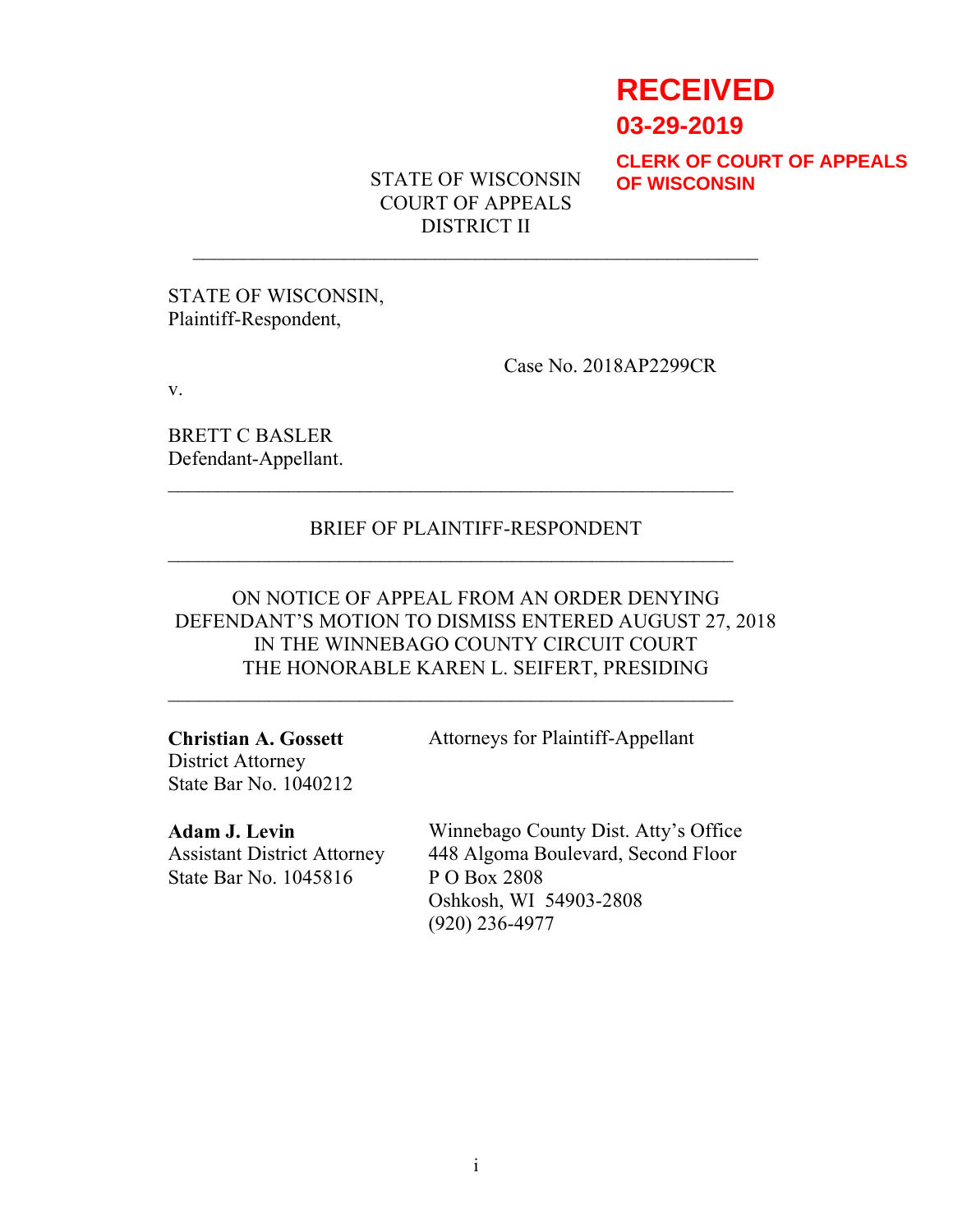**RECEIVED**
**03-29-2019**
**CLERK OF COURT OF APPEALS OF WISCONSIN**

STATE OF WISCONSIN
COURT OF APPEALS
DISTRICT II

---

STATE OF WISCONSIN,
Plaintiff-Respondent,

Case No. 2018AP2299CR

v.

BRETT C BASLER
Defendant-Appellant.

---

BRIEF OF PLAINTIFF-RESPONDENT

---

ON NOTICE OF APPEAL FROM AN ORDER DENYING DEFENDANT'S MOTION TO DISMISS ENTERED AUGUST 27, 2018 IN THE WINNEBAGO COUNTY CIRCUIT COURT
THE HONORABLE KAREN L. SEIFERT, PRESIDING

---

**Christian A. Gossett**
District Attorney
State Bar No. 1040212

Attorneys for Plaintiff-Appellant

**Adam J. Levin**
Assistant District Attorney
State Bar No. 1045816

Winnebago County Dist. Atty's Office
448 Algoma Boulevard, Second Floor
P O Box 2808
Oshkosh, WI 54903-2808
(920) 236-4977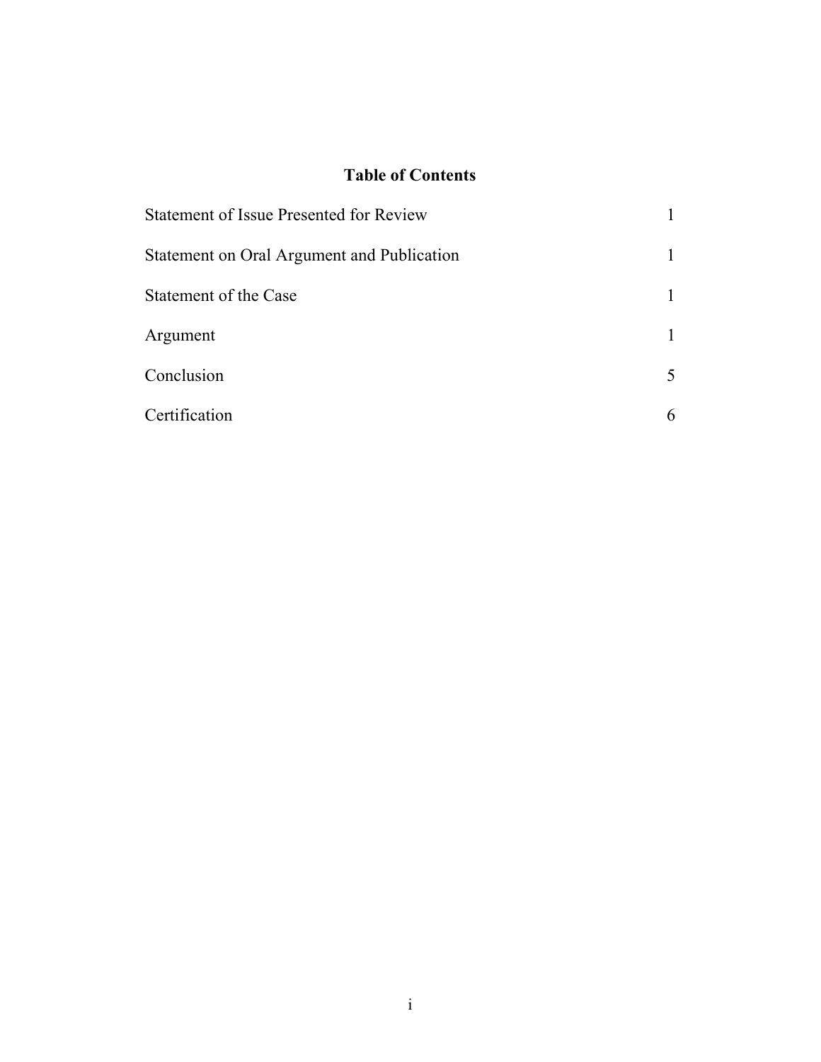## Table of Contents

| | |
|---|---|
| Statement of Issue Presented for Review | 1 |
| Statement on Oral Argument and Publication | 1 |
| Statement of the Case | 1 |
| Argument | 1 |
| Conclusion | 5 |
| Certification | 6 |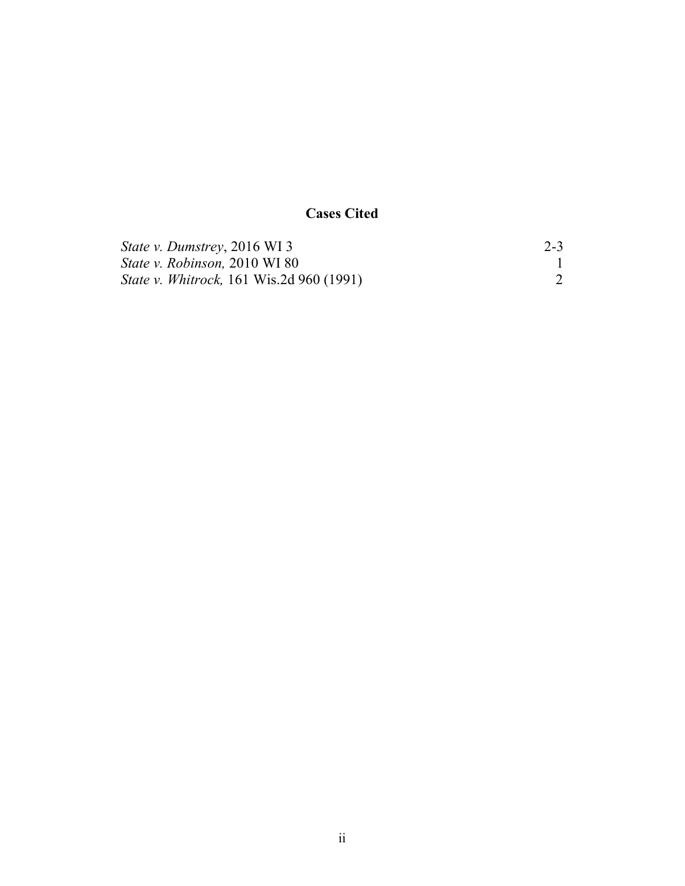## Cases Cited

| | |
|---|---|
| *State v. Dumstrey*, 2016 WI 3 | 2-3 |
| *State v. Robinson,* 2010 WI 80 | 1 |
| *State v. Whitrock,* 161 Wis.2d 960 (1991) | 2 |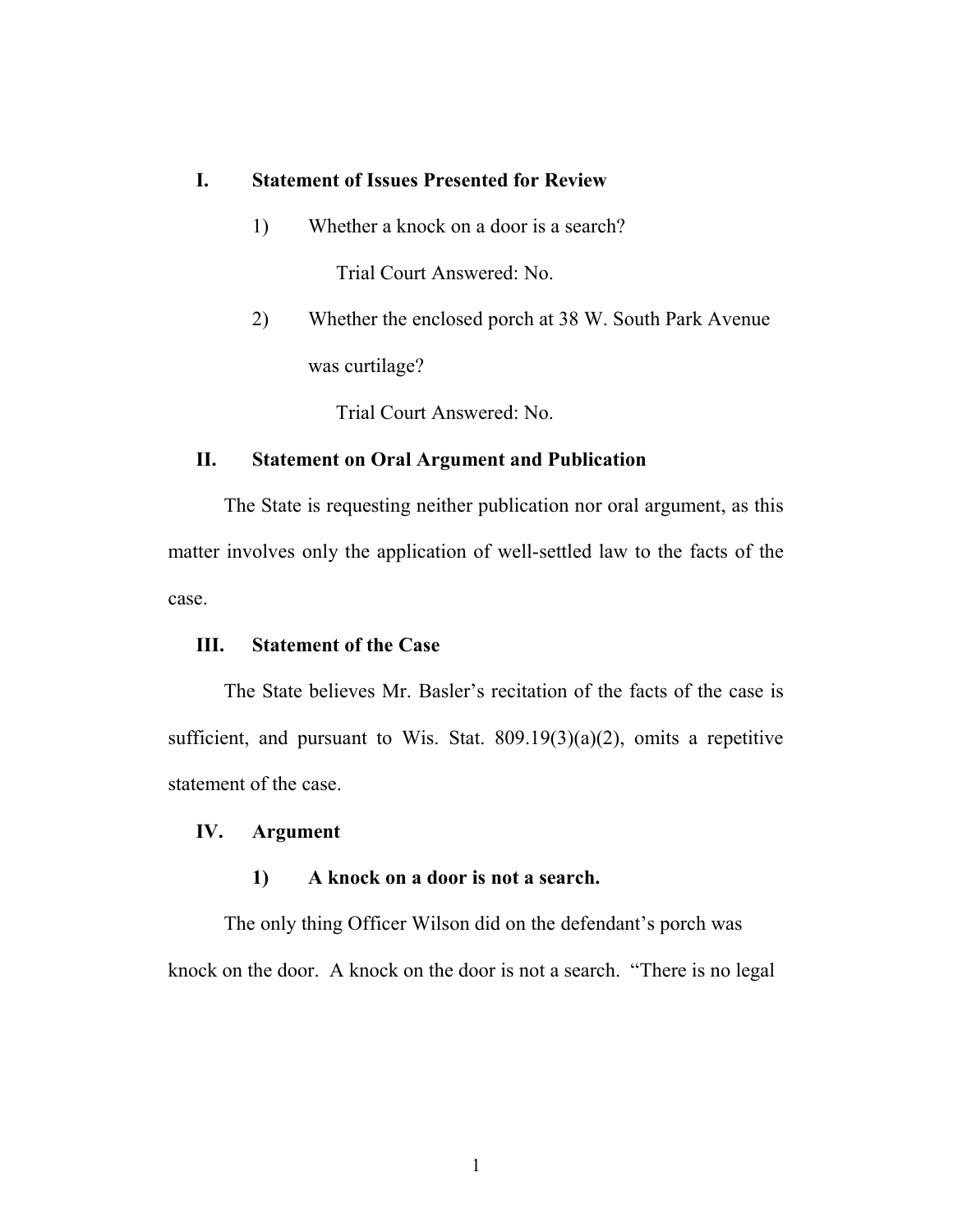## I. Statement of Issues Presented for Review

1) Whether a knock on a door is a search?

   Trial Court Answered: No.

2) Whether the enclosed porch at 38 W. South Park Avenue was curtilage?

   Trial Court Answered: No.

## II. Statement on Oral Argument and Publication

The State is requesting neither publication nor oral argument, as this matter involves only the application of well-settled law to the facts of the case.

## III. Statement of the Case

The State believes Mr. Basler's recitation of the facts of the case is sufficient, and pursuant to Wis. Stat. 809.19(3)(a)(2), omits a repetitive statement of the case.

## IV. Argument

### 1) A knock on a door is not a search.

The only thing Officer Wilson did on the defendant's porch was knock on the door. A knock on the door is not a search. "There is no legal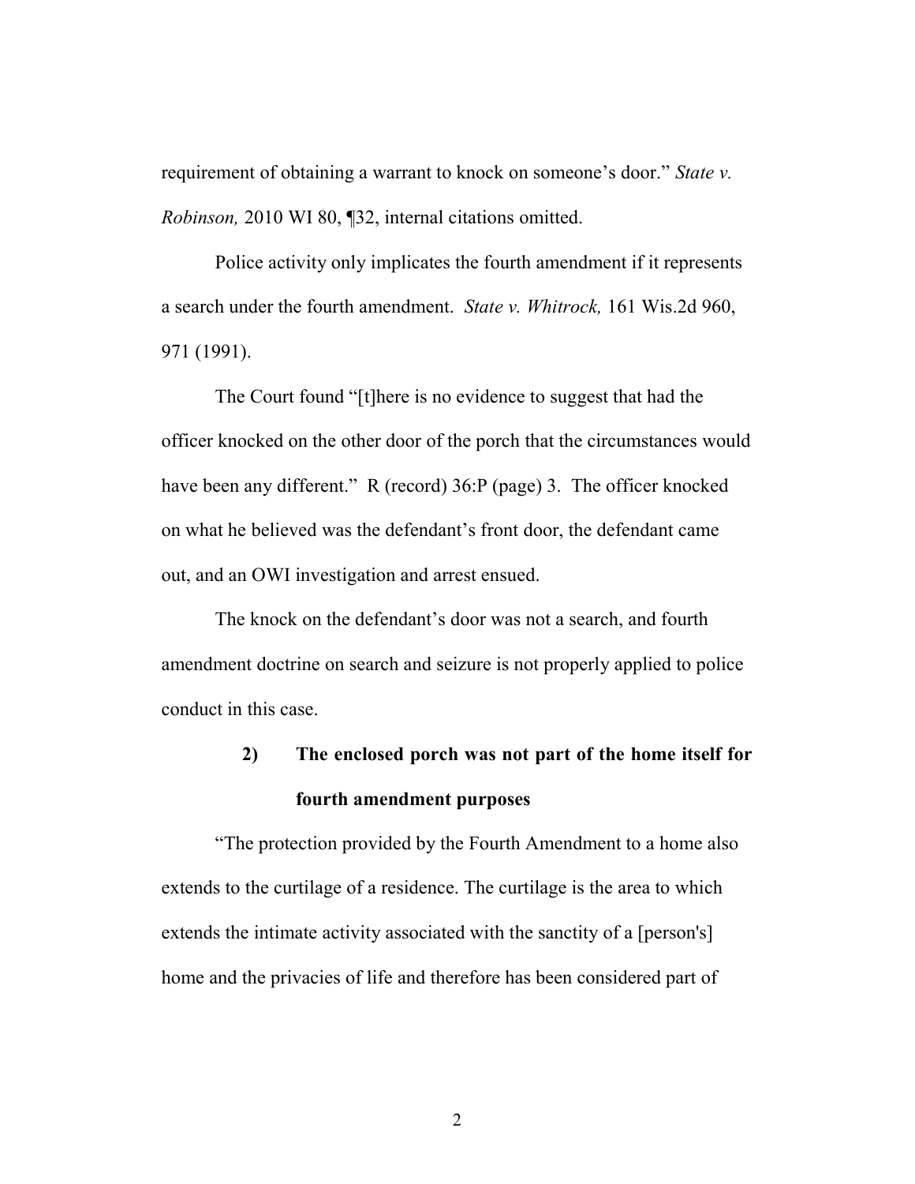requirement of obtaining a warrant to knock on someone's door." *State v. Robinson,* 2010 WI 80, ¶32, internal citations omitted.

Police activity only implicates the fourth amendment if it represents a search under the fourth amendment. *State v. Whitrock,* 161 Wis.2d 960, 971 (1991).

The Court found "[t]here is no evidence to suggest that had the officer knocked on the other door of the porch that the circumstances would have been any different." R (record) 36:P (page) 3. The officer knocked on what he believed was the defendant's front door, the defendant came out, and an OWI investigation and arrest ensued.

The knock on the defendant's door was not a search, and fourth amendment doctrine on search and seizure is not properly applied to police conduct in this case.

**2) The enclosed porch was not part of the home itself for fourth amendment purposes**

"The protection provided by the Fourth Amendment to a home also extends to the curtilage of a residence. The curtilage is the area to which extends the intimate activity associated with the sanctity of a [person's] home and the privacies of life and therefore has been considered part of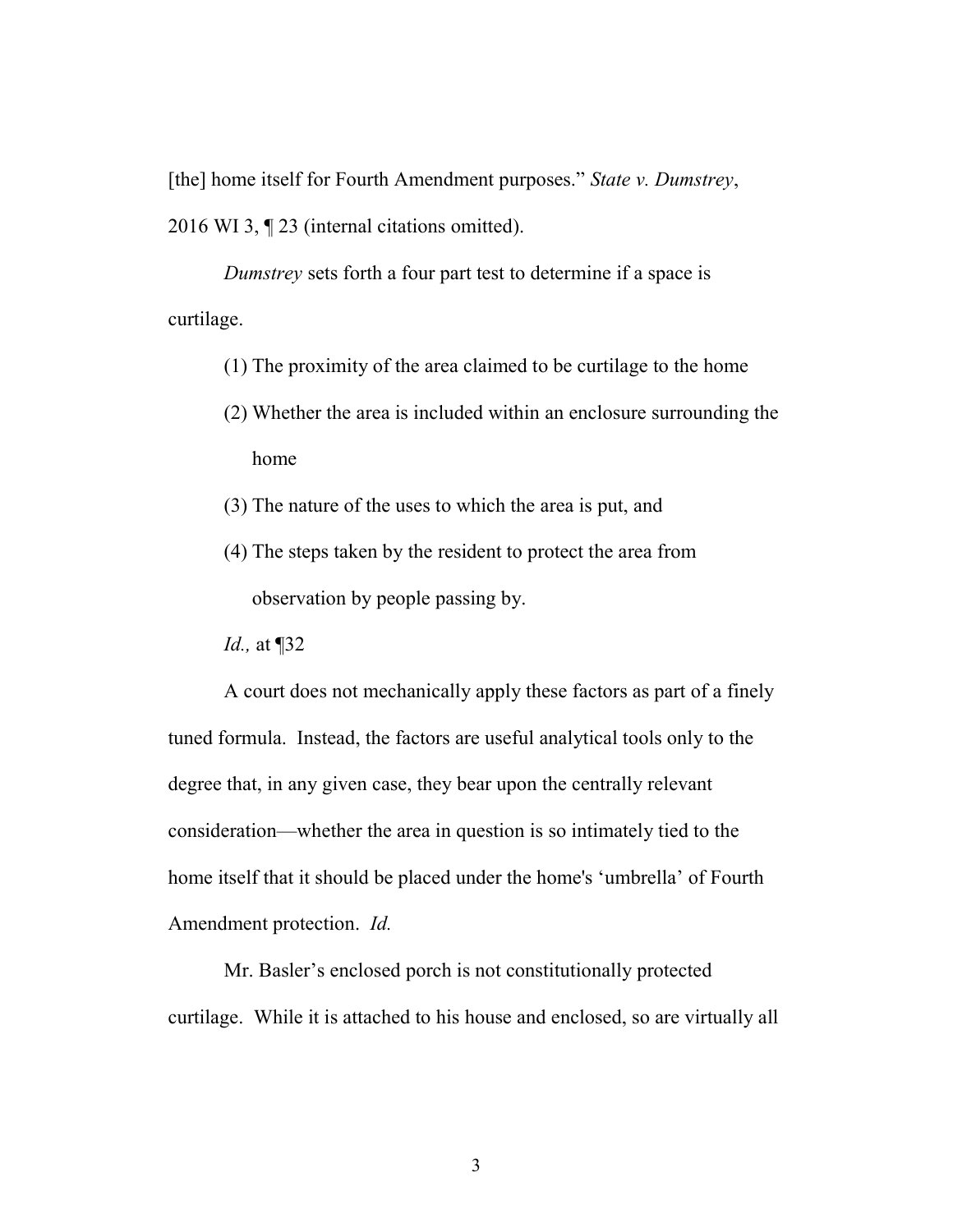[the] home itself for Fourth Amendment purposes." *State v. Dumstrey*, 2016 WI 3, ¶ 23 (internal citations omitted).

*Dumstrey* sets forth a four part test to determine if a space is curtilage.

(1) The proximity of the area claimed to be curtilage to the home

(2) Whether the area is included within an enclosure surrounding the home

(3) The nature of the uses to which the area is put, and

(4) The steps taken by the resident to protect the area from observation by people passing by.

*Id.,* at ¶32

A court does not mechanically apply these factors as part of a finely tuned formula. Instead, the factors are useful analytical tools only to the degree that, in any given case, they bear upon the centrally relevant consideration—whether the area in question is so intimately tied to the home itself that it should be placed under the home's 'umbrella' of Fourth Amendment protection. *Id.*

Mr. Basler's enclosed porch is not constitutionally protected curtilage. While it is attached to his house and enclosed, so are virtually all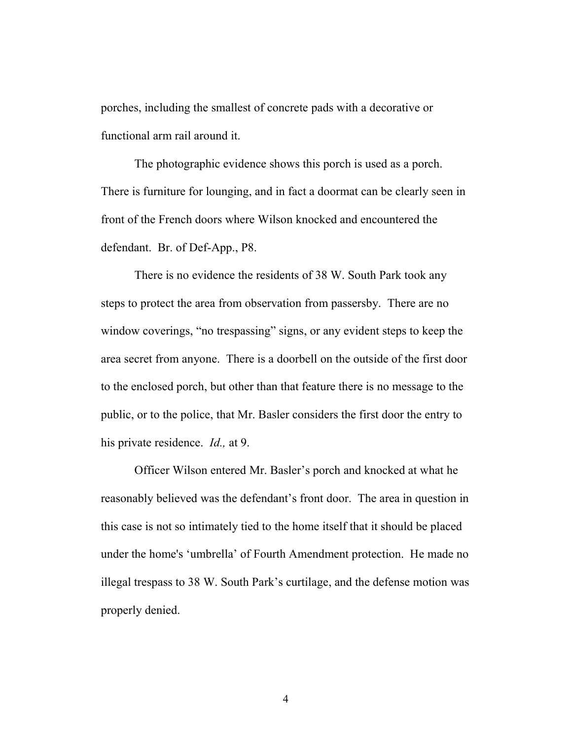porches, including the smallest of concrete pads with a decorative or functional arm rail around it.

The photographic evidence shows this porch is used as a porch. There is furniture for lounging, and in fact a doormat can be clearly seen in front of the French doors where Wilson knocked and encountered the defendant. Br. of Def-App., P8.

There is no evidence the residents of 38 W. South Park took any steps to protect the area from observation from passersby. There are no window coverings, "no trespassing" signs, or any evident steps to keep the area secret from anyone. There is a doorbell on the outside of the first door to the enclosed porch, but other than that feature there is no message to the public, or to the police, that Mr. Basler considers the first door the entry to his private residence. *Id.,* at 9.

Officer Wilson entered Mr. Basler's porch and knocked at what he reasonably believed was the defendant's front door. The area in question in this case is not so intimately tied to the home itself that it should be placed under the home's 'umbrella' of Fourth Amendment protection. He made no illegal trespass to 38 W. South Park's curtilage, and the defense motion was properly denied.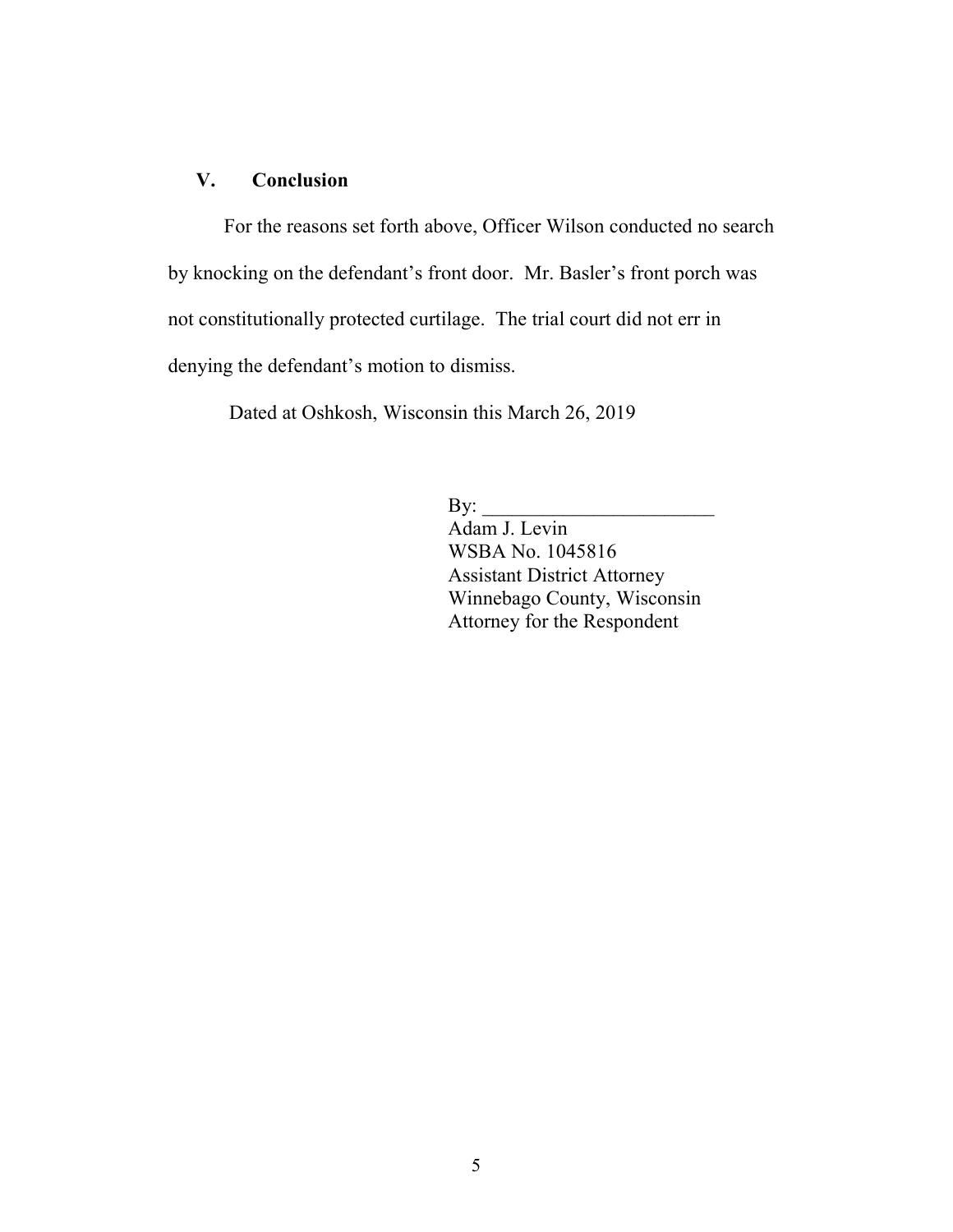## V. Conclusion

For the reasons set forth above, Officer Wilson conducted no search by knocking on the defendant's front door. Mr. Basler's front porch was not constitutionally protected curtilage. The trial court did not err in denying the defendant's motion to dismiss.

Dated at Oshkosh, Wisconsin this March 26, 2019

By: \_\_\_\_\_\_\_\_\_\_\_\_\_\_\_\_\_\_\_\_\_\_\_\_
Adam J. Levin
WSBA No. 1045816
Assistant District Attorney
Winnebago County, Wisconsin
Attorney for the Respondent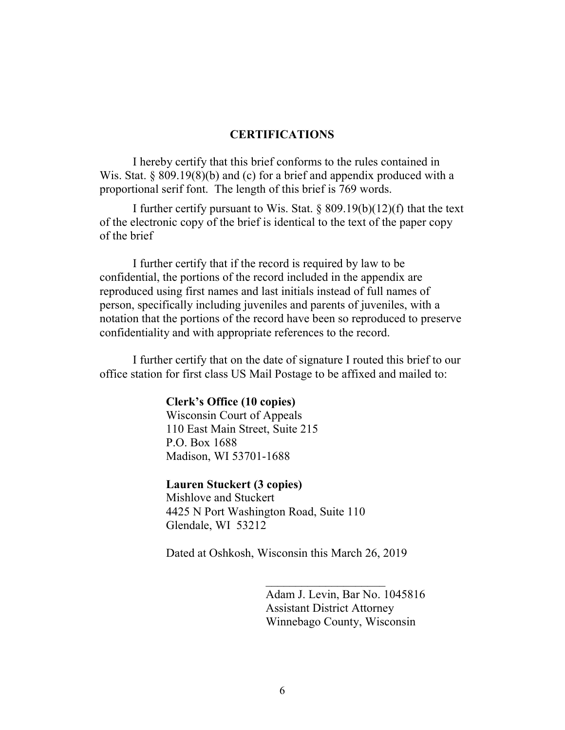## CERTIFICATIONS

I hereby certify that this brief conforms to the rules contained in Wis. Stat. § 809.19(8)(b) and (c) for a brief and appendix produced with a proportional serif font. The length of this brief is 769 words.

I further certify pursuant to Wis. Stat. § 809.19(b)(12)(f) that the text of the electronic copy of the brief is identical to the text of the paper copy of the brief

I further certify that if the record is required by law to be confidential, the portions of the record included in the appendix are reproduced using first names and last initials instead of full names of person, specifically including juveniles and parents of juveniles, with a notation that the portions of the record have been so reproduced to preserve confidentiality and with appropriate references to the record.

I further certify that on the date of signature I routed this brief to our office station for first class US Mail Postage to be affixed and mailed to:

**Clerk's Office (10 copies)**
Wisconsin Court of Appeals
110 East Main Street, Suite 215
P.O. Box 1688
Madison, WI 53701-1688

**Lauren Stuckert (3 copies)**
Mishlove and Stuckert
4425 N Port Washington Road, Suite 110
Glendale, WI 53212

Dated at Oshkosh, Wisconsin this March 26, 2019

____________________
Adam J. Levin, Bar No. 1045816
Assistant District Attorney
Winnebago County, Wisconsin